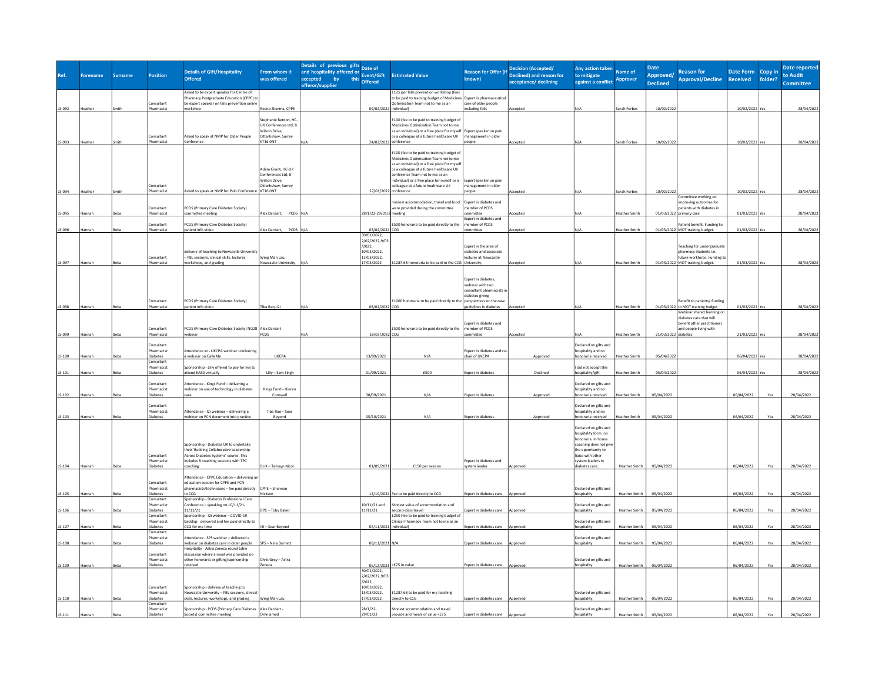| Ref. | Forename | Surname | Position | Details of Gift/Hospitality Offered | From whom it was offered | Details of previous gifts and hospitality offered or accepted by this offeror/supplier | Date of Event/Gift Offered | Estimated Value | Reason for Offer (if known) | Decision (Accepted/ Declined) and reason for acceptance/ declining | Any action taken to mitigate against a conflict | Name of Approver | Date Approved/ Declined | Reason for Approval/Decline | Date Form Received | Copy in folder? | Date reported to Audit Committee |
|---|---|---|---|---|---|---|---|---|---|---|---|---|---|---|---|---|---|
| LS-092 | Heather | Smith | Consultant Pharmacist | Asked to be expert speaker for Centre of Pharmacy Postgraduate Education (CPPE) to be expert speaker on falls prevention online workshop | Reena Sharma, CPPE | | 09/02/2022 | £125 per falls prevention workshop (fees to be paid to training budget of Medicines Optimisation Team not to me as an individual) | Expert in pharmaceutical care of older people including falls | Accepted | N/A | Sarah Forbes | 10/02/2022 | | 10/02/2022 | Yes | 28/04/2022 |
| LS-093 | Heather | Smith | Consultant Pharmacist | Asked to speak at NMP for Older People Conference | Stephanie Benton, HC-UK Conferences Ltd, 8 Wilson Drive, Otterhshaw, Surrey KT16 0NT | N/A | 24/02/2022 | £100 (fee to be paid to training budget of Medicines Optimisation Team not to me as an individual) or a free place for myself or a colleague at a future healthcare UK conference | Expert speaker on pain management in older people | Accepted | N/A | Sarah Forbes | 10/02/2022 | | 10/02/2022 | Yes | 28/04/2022 |
| LS-094 | Heather | Smith | Consultant Pharmacist | Asked to speak at NMP for Pain Conference | Adam Grant, HC-UK Conferences Ltd, 8 Wilson Drive, Otterhshaw, Surrey KT16 0NT | | 27/01/2022 | £100 (fee to be paid to training budget of Medicines Optimisation Team not to me as an individual) or a free place for myself or a colleague at a future healthcare UK conference Team not to me as an individual) or a free place for myself or a colleague at a future healthcare UK conference | Expert speaker on pain management in older people | Accepted | N/A | Sarah Forbes | 10/02/2022 | | 10/02/2022 | Yes | 28/04/2022 |
| LS-095 | Hannah | Beba | Consultant Pharmacist | PCDS (Primary Care Diabetes Society) committee meeting | Alex Dardart, PCDS | N/A | 28/1/22-29/01/2 | modest accommodation, travel and food were provided during the committee meeting | Expert in diabetes and member of PCDS committee | Accepted | N/A | Heather Smith | 01/03/2022 | Committee working on improving outcomes for patients with diabetes in primary care | 01/03/2022 | Yes | 28/04/2022 |
| LS-096 | Hannah | Beba | Consultant Pharmacist | PCDS (Primary Care Diabetes Society) patient info video | Alex Dardart, PCDS | N/A | 03/02/2022 | £500 honoraria to be paid directly to the CCG | Expert in diabetes and member of PCDS committee | Accepted | N/A | Heather Smith | 01/03/2022 | Patient benefit. Funding to MOT training budget. | 01/03/2022 | Yes | 28/04/2022 |
| LS-097 | Hannah | Beba | Consultant Pharmacist | delivery of teaching to Newcastle University – PBL sessions, clinical skills, lectures, workshops, and grading | Wing Man Lau, Newcastle University | N/A | 30/01/2022, 2/02/2022,9/03 /2022, 10/03/2022, 15/03/2022, 17/03/2022 | £1287.68 honoraria to be paid to the CCG | Expert in the area of diabetes and associate lecturer at Newcastle University. | Accepted | N/A | Heather Smith | 01/03/2022 | Teaching for undergraduate pharmacy students i.e. future workforce. Funding to MOT training budget. | 01/03/2022 | Yes | 28/04/2022 |
| LS-098 | Hannah | Beba | Consultant Pharmacist | PCDS (Primary Care Diabetes Society) patient info video | Tiba Rao, i2i | N/A | 08/02/2022 | £1000 honoraria to be paid directly to the CCG | Expert in diabetes, webinar with two consultant pharmacists in diabetes giving perspectives on the new guidelines in diabetes | Accepted | N/A | Heather Smith | 01/03/2022 | Benefit to patients/ funding to MOT training budget | 01/03/2022 | Yes | 28/04/2022 |
| LS-099 | Hannah | Beba | Consultant Pharmacist | PCDS (Primary Care Diabetes Society) NG28 webinar | Alex Dardart PCDS | N/A | 18/03/2022 | £500 honoraria to be paid directly to the CCG | Expert in diabetes and member of PCDS committee | Accepted | N/A | Heather Smith | 21/03/2022 | Webinar shared learning on diabetes care that will benefit other practitioners and people living with diabetes | 21/03/2022 | Yes | 28/04/2022 |
| LS-100 | Hannah | Beba | Consultant Pharmacist: Diabetes | Attendance at - UKCPA webinar –delivering a webinar on CaReMe | UKCPA | | 13/09/2021 | N/A | Expert in diabetes and co-chair of UKCPA | Approved | Declared on gifts and hospitality and no honoraria received | Heather Smith | 05/04/2022 | | 06/04/2022 | Yes | 28/04/2022 |
| LS-101 | Hannah | Beba | Consultant Pharmacist: Diabetes | Sponsorship - Lilly offered to pay for me to attend EASD virtually | Lilly – Sam Singh | | 01/09/2021 | £500 | Expert in diabetes | Declined | I did not accept this hospitality/gift | Heather Smith | 05/04/2022 | | 06/04/2022 | Yes | 28/04/2022 |
| LS-102 | Hannah | Beba | Consultant Pharmacist: Diabetes | Attendance - Kings Fund – delivering a webinar on use of technology in diabetes care | Kings Fund – Kieran Cornwall | | 30/09/2021 | N/A | Expert in diabetes | Approved | Declared on gifts and hospitality and no honoraria received | Heather Smith | 05/04/2022 | | 06/04/2022 | Yes | 28/04/2022 |
| LS-103 | Hannah | Beba | Consultant Pharmacist: Diabetes | Attendance - I2i webinar – delivering a webinar on PCN document into practice | Tiba Rao – Soar Beyond | | 05/10/2021 | N/A | Expert in diabetes | Approved | Declared on gifts and hospitality and no honoraria received | Heather Smith | 05/04/2022 | | 06/04/2022 | Yes | 28/04/2022 |
| LS-104 | Hannah | Beba | Consultant Pharmacist: Diabetes | Sponsorship - Diabetes UK to undertake their 'Building Collaborative Leadership Across Diabetes Systems' course. This includes 8 coaching sessions with TPC coaching | DUK – Tamsyn Nicol | | 01/09/2021 | £150 per session | Expert in diabetes and system leader | Approved | Declared on gifts and hospitality form. no honoraria. In house coaching does not give the opportunity to liaise with other system leaders in diabetes care. | Heather Smith | 05/04/2022 | | 06/04/2022 | Yes | 28/04/2022 |
| LS-105 | Hannah | Beba | Consultant Pharmacist: Diabetes | Attendance - CPPE Education – delivering an education session for CPPE and PCN pharmacists/technicians – fee paid directly to CCG | CPPE – Shannon Nickson | | 12/10/2022 | Fee to be paid directly to CCG | Expert in diabetes care | Approved | Declared on gifts and hospitality | Heather Smith | 05/04/2022 | | 06/04/2022 | Yes | 28/04/2022 |
| LS-106 | Hannah | Beba | Consultant Pharmacist: Diabetes | Sponsorship - Diabetes Professional Care Conference – speaking on 10/11/21-11/11/21 | DPC – Toby Baker | | 10/11/21 and 11/11/21 | Modest value of accommodation and second-class travel | Expert in diabetes care | Approved | Declared on gifts and hospitality | Heather Smith | 05/04/2022 | | 06/04/2022 | Yes | 28/04/2022 |
| LS-107 | Hannah | Beba | Consultant Pharmacist: Diabetes | Sponsorship - I2i webinar – COVID-19 backlog- delivered and fee paid directly to CCG for my time | I2i – Soar Beyond | | 04/11/2021 | £250 (fee to be paid to training budget of Clinical Pharmacy Team not to me as an individual) | Expert in diabetes care | Approved | Declared on gifts and hospitality. | Heather Smith | 05/04/2022 | | 06/04/2022 | Yes | 28/04/2022 |
| LS-108 | Hannah | Beba | Consultant Pharmacist: Diabetes | Attendance - SPS webinar – delivered a webinar on diabetes care in older people | SPS – Nina Barnett | | 08/11/2021 | N/A | Expert in diabetes care | Approved | Declared on gifts and hospitality. | Heather Smith | 05/04/2022 | | 06/04/2022 | Yes | 28/04/2022 |
| LS-109 | Hannah | Beba | Consultant Pharmacist: Diabetes | Hospitality - Astra Zeneca round table discussion where a meal was provided no other honoraria or gifting/sponsorship received | Chris Grey – Astra Zeneca | | 06/12/2021 | <£75 in value | Expert in diabetes care | Approved | Declared on gifts and hospitality. | Heather Smith | 05/04/2022 | | 06/04/2022 | Yes | 28/04/2022 |
| LS-110 | Hannah | Beba | Consultant Pharmacist: Diabetes | Sponsorship - delivery of teaching to Newcastle University – PBL sessions, clinical skills, lectures, workshops, and grading | Wing Man Lau | | 30/01/2022, 2/02/2022,9/03 /2022, 10/03/2022, 15/03/2022, 17/03/2022 | £1287.68 to be paid for my teaching directly to CCG | Expert in diabetes care | Approved | Declared on gifts and hospitality. | Heather Smith | 05/04/2022 | | 06/04/2022 | Yes | 28/04/2022 |
| LS-111 | Hannah | Beba | Consultant Pharmacist: Diabetes | Sponsorship - PCDS (Primary Care Diabetes Society) committee meeting | Alex Dardart - Omniamed | | 28/1/22-29/01/22 | Modest accommodation and travel provide and meals of value <£75 | Expert in diabetes care | Approved | Declared on gifts and hospitality. | Heather Smith | 05/04/2022 | | 06/04/2022 | Yes | 28/04/2022 |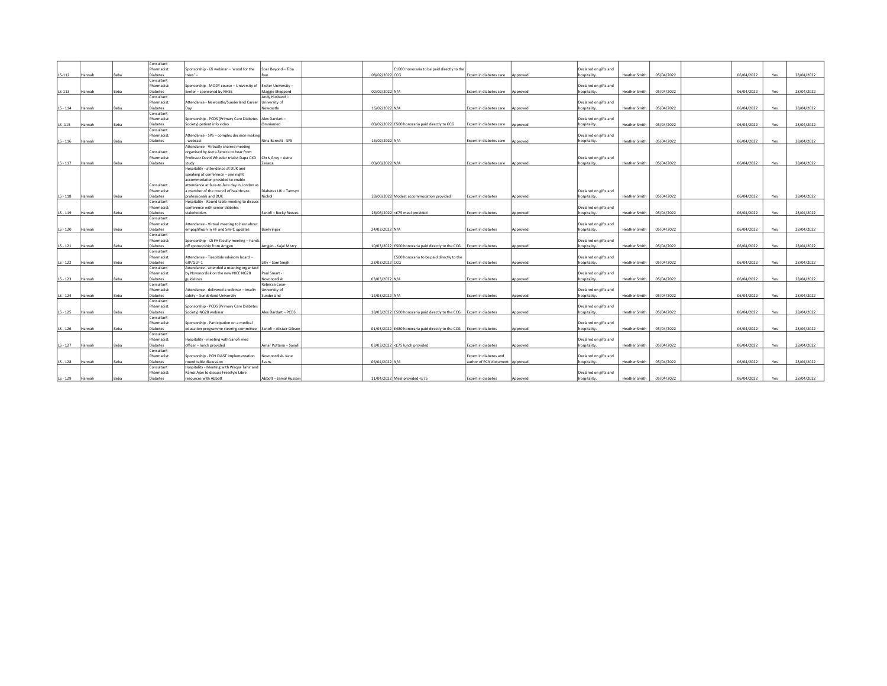| | | | | | | | | | | | | | | | | | |
|---|---|---|---|---|---|---|---|---|---|---|---|---|---|---|---|---|---|
| LS-112 | Hannah | Beba | Consultant Pharmacist: Diabetes | Sponsorship - i2i webinar – 'wood for the trees' – | Soar Beyond – Tiba Rao | | 08/02/2022 | £1000 honoraria to be paid directly to the CCG | Expert in diabetes care | Approved | Declared on gifts and hospitality. | Heather Smith | 05/04/2022 | | 06/04/2022 | Yes | 28/04/2022 |
| LS-113 | Hannah | Beba | Consultant Pharmacist: Diabetes | Sponsorship - MODY course – University of Exeter – sponsored by NHSE | Exeter University – Maggie Shepperd | | 02/02/2022 | N/A | Expert in diabetes care | Approved | Declared on gifts and hospitality. | Heather Smith | 05/04/2022 | | 06/04/2022 | Yes | 28/04/2022 |
| LS - 114 | Hannah | Beba | Consultant Pharmacist: Diabetes | Attendance - Newcastle/Sunderland Career Day | Andy Husband – University of Newcastle | | 16/02/2022 | N/A | Expert in diabetes care | Approved | Declared on gifts and hospitality. | Heather Smith | 05/04/2022 | | 06/04/2022 | Yes | 28/04/2022 |
| LS -115 | Hannah | Beba | Consultant Pharmacist: Diabetes | Sponsorship - PCDS (Primary Care Diabetes Society) patient info video | Alex Dardart – Omniamed | | 03/02/2022 | £500 honoraria paid directly to CCG | Expert in diabetes care | Approved | Declared on gifts and hospitality. | Heather Smith | 05/04/2022 | | 06/04/2022 | Yes | 28/04/2022 |
| LS - 116 | Hannah | Beba | Consultant Pharmacist: Diabetes | Attendance - SPS – complex decision making - webcast | Nina Barnett - SPS | | 16/02/2022 | N/A | Expert in diabetes care | Approved | Declared on gifts and hospitality. | Heather Smith | 05/04/2022 | | 06/04/2022 | Yes | 28/04/2022 |
| LS - 117 | Hannah | Beba | Consultant Pharmacist: Diabetes | Attendance - Virtually chaired meeting organised by Astra Zeneca to hear from Professor David Wheeler trialist Dapa CKD study | Chris Grey – Astra Zeneca | | 03/03/2022 | N/A | Expert in diabetes care | Approved | Declared on gifts and hospitality. | Heather Smith | 05/04/2022 | | 06/04/2022 | Yes | 28/04/2022 |
| LS - 118 | Hannah | Beba | Consultant Pharmacist: Diabetes | Hospitality - attendance at DUK and speaking at conference – one night accommodation provided to enable attendance at face-to-face day in London as a member of the council of healthcare professionals and DUK | Diabetes UK – Tamsyn Nichol | | 28/03/2022 | Modest accommodation provided | Expert in diabetes | Approved | Declared on gifts and hospitality. | Heather Smith | 05/04/2022 | | 06/04/2022 | Yes | 28/04/2022 |
| LS - 119 | Hannah | Beba | Consultant Pharmacist: Diabetes | Hospitality - Round table meeting to discuss conference with senior diabetes stakeholders | Sanofi – Becky Reeves | | 28/03/2022 | <£75 meal provided | Expert in diabetes | Approved | Declared on gifts and hospitality. | Heather Smith | 05/04/2022 | | 06/04/2022 | Yes | 28/04/2022 |
| LS - 120 | Hannah | Beba | Consultant Pharmacist: Diabetes | Attendance - Virtual meeting to hear about empagliflozin in HF and SmPC updates | Boehringer | | 24/03/2022 | N/A | Expert in diabetes | Approved | Declared on gifts and hospitality. | Heather Smith | 05/04/2022 | | 06/04/2022 | Yes | 28/04/2022 |
| LS - 121 | Hannah | Beba | Consultant Pharmacist: Diabetes | Sponsorship - i2i FH faculty meeting – hands off sponsorship from Amgen | Amgen - Kajal Mistry | | 10/03/2022 | £500 honoraria paid directly to the CCG | Expert in diabetes | Approved | Declared on gifts and hospitality. | Heather Smith | 05/04/2022 | | 06/04/2022 | Yes | 28/04/2022 |
| LS - 122 | Hannah | Beba | Consultant Pharmacist: Diabetes | Attendance - Tizepitide advisory board – GIP/GLP-1 | Lilly – Sam Singh | | 23/03/2022 | £500 honoraria to be paid directly to the CCG | Expert in diabetes | Approved | Declared on gifts and hospitality. | Heather Smith | 05/04/2022 | | 06/04/2022 | Yes | 28/04/2022 |
| LS - 123 | Hannah | Beba | Consultant Pharmacist: Diabetes | Attendance – attended a meeting organised by Novonordisk on the new NICE NG28 guidelines | Paul Smart - Novonordisk | | 03/03/2022 | N/A | Expert in diabetes | Approved | Declared on gifts and hospitality. | Heather Smith | 05/04/2022 | | 06/04/2022 | Yes | 28/04/2022 |
| LS - 124 | Hannah | Beba | Consultant Pharmacist: Diabetes | Attendance - delivered a webinar – insulin safety – Sunderland University | Rebecca Coon- University of Sunderland | | 12/03/2022 | N/A | Expert in diabetes | Approved | Declared on gifts and hospitality. | Heather Smith | 05/04/2022 | | 06/04/2022 | Yes | 28/04/2022 |
| LS - 125 | Hannah | Beba | Consultant Pharmacist: Diabetes | Sponsorship - PCDS (Primary Care Diabetes Society) NG28 webinar | Alex Dardart – PCDS | | 18/03/2022 | £500 honoraria paid directly to the CCG | Expert in diabetes | Approved | Declared on gifts and hospitality. | Heather Smith | 05/04/2022 | | 06/04/2022 | Yes | 28/04/2022 |
| LS - 126 | Hannah | Beba | Consultant Pharmacist: Diabetes | Sponsorship - Participation on a medical education programme steering committee | Sanofi – Alistair Gibson | | 01/03/2022 | £480 honoraria paid directly to the CCG | Expert in diabetes | Approved | Declared on gifts and hospitality. | Heather Smith | 05/04/2022 | | 06/04/2022 | Yes | 28/04/2022 |
| LS - 127 | Hannah | Beba | Consultant Pharmacist: Diabetes | Hospitality - meeting with Sanofi med officer – lunch provided | Amar Puttana – Sanofi | | 03/03/2022 | <£75 lunch provided | Expert in diabetes | Approved | Declared on gifts and hospitality. | Heather Smith | 05/04/2022 | | 06/04/2022 | Yes | 28/04/2022 |
| LS - 128 | Hannah | Beba | Consultant Pharmacist: Diabetes | Sponsorship - PCN DiAST implementation round table discussion | Novonordisk- Kate Evans | | 06/04/2022 | N/A | Expert in diabetes and author of PCN document | Approved | Declared on gifts and hospitality. | Heather Smith | 05/04/2022 | | 06/04/2022 | Yes | 28/04/2022 |
| LS - 129 | Hannah | Beba | Consultant Pharmacist: Diabetes | Hospitality - Meeting with Waqas Tahir and Ramzi Ajan to discuss Freestyle Libre resources with Abbott | Abbott – Jamal Hussain | | 11/04/2022 | Meal provided <£75 | Expert in diabetes | Approved | Declared on gifts and hospitality. | Heather Smith | 05/04/2022 | | 06/04/2022 | Yes | 28/04/2022 |